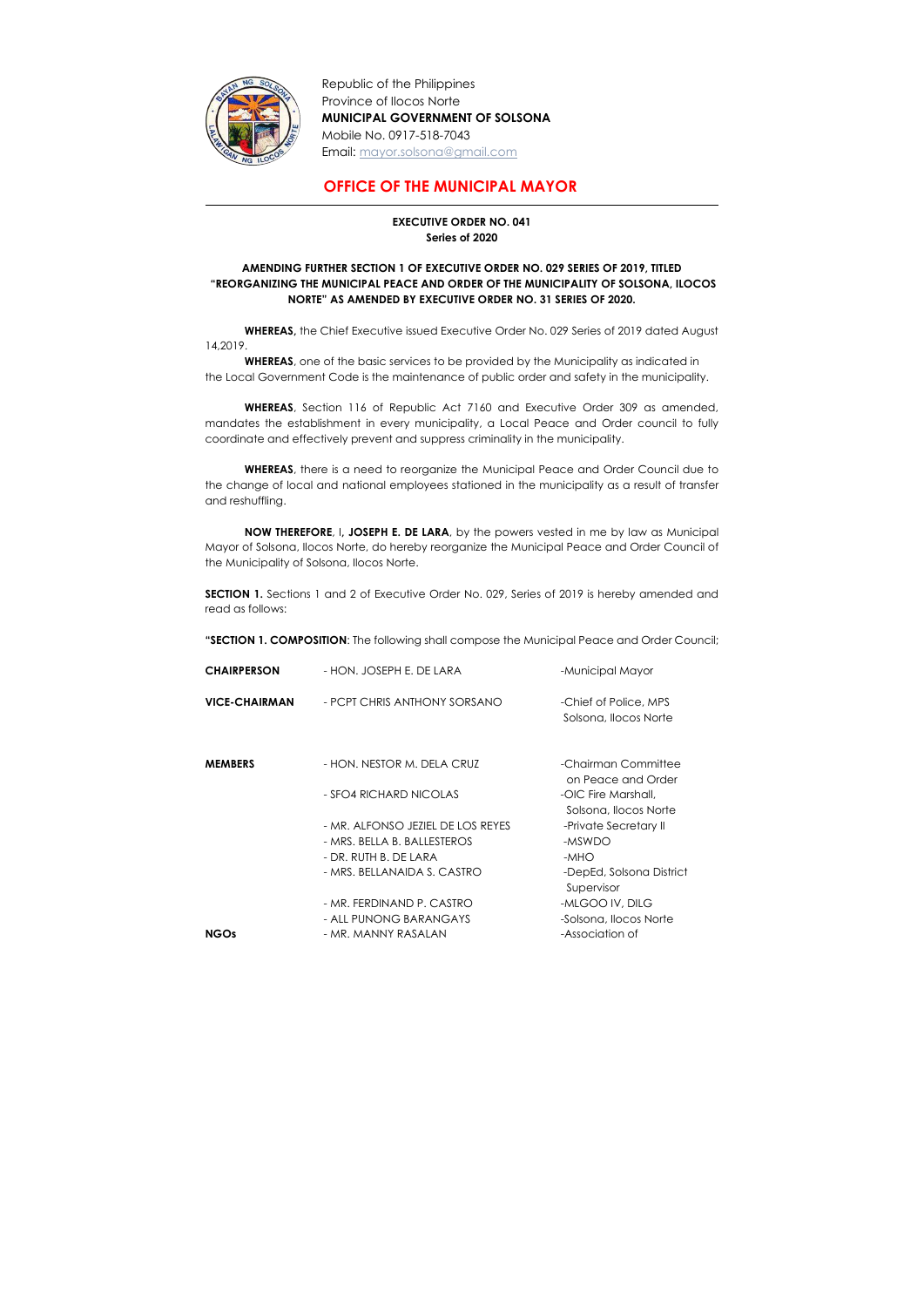Republic of the Philippines
Province of Ilocos Norte
**MUNICIPAL GOVERNMENT OF SOLSONA**
Mobile No. 0917-518-7043
Email: mayor.solsona@gmail.com

# OFFICE OF THE MUNICIPAL MAYOR

**EXECUTIVE ORDER NO. 041**
**Series of 2020**

**AMENDING FURTHER SECTION 1 OF EXECUTIVE ORDER NO. 029 SERIES OF 2019, TITLED "REORGANIZING THE MUNICIPAL PEACE AND ORDER OF THE MUNICIPALITY OF SOLSONA, ILOCOS NORTE" AS AMENDED BY EXECUTIVE ORDER NO. 31 SERIES OF 2020.**

**WHEREAS,** the Chief Executive issued Executive Order No. 029 Series of 2019 dated August 14,2019.

**WHEREAS**, one of the basic services to be provided by the Municipality as indicated in the Local Government Code is the maintenance of public order and safety in the municipality.

**WHEREAS**, Section 116 of Republic Act 7160 and Executive Order 309 as amended, mandates the establishment in every municipality, a Local Peace and Order council to fully coordinate and effectively prevent and suppress criminality in the municipality.

**WHEREAS**, there is a need to reorganize the Municipal Peace and Order Council due to the change of local and national employees stationed in the municipality as a result of transfer and reshuffling.

**NOW THEREFORE**, I, **JOSEPH E. DE LARA**, by the powers vested in me by law as Municipal Mayor of Solsona, Ilocos Norte, do hereby reorganize the Municipal Peace and Order Council of the Municipality of Solsona, Ilocos Norte.

**SECTION 1.** Sections 1 and 2 of Executive Order No. 029, Series of 2019 is hereby amended and read as follows:

**"SECTION 1. COMPOSITION**: The following shall compose the Municipal Peace and Order Council;

| | | |
|---|---|---|
| **CHAIRPERSON** | - HON. JOSEPH E. DE LARA | -Municipal Mayor |
| **VICE-CHAIRMAN** | - PCPT CHRIS ANTHONY SORSANO | -Chief of Police, MPS Solsona, Ilocos Norte |
| **MEMBERS** | - HON. NESTOR M. DELA CRUZ | -Chairman Committee on Peace and Order |
| | - SFO4 RICHARD NICOLAS | -OIC Fire Marshall, Solsona, Ilocos Norte |
| | - MR. ALFONSO JEZIEL DE LOS REYES | -Private Secretary II |
| | - MRS. BELLA B. BALLESTEROS | -MSWDO |
| | - DR. RUTH B. DE LARA | -MHO |
| | - MRS. BELLANAIDA S. CASTRO | -DepEd, Solsona District Supervisor |
| | - MR. FERDINAND P. CASTRO | -MLGOO IV, DILG |
| | - ALL PUNONG BARANGAYS | -Solsona, Ilocos Norte |
| **NGOs** | - MR. MANNY RASALAN | -Association of |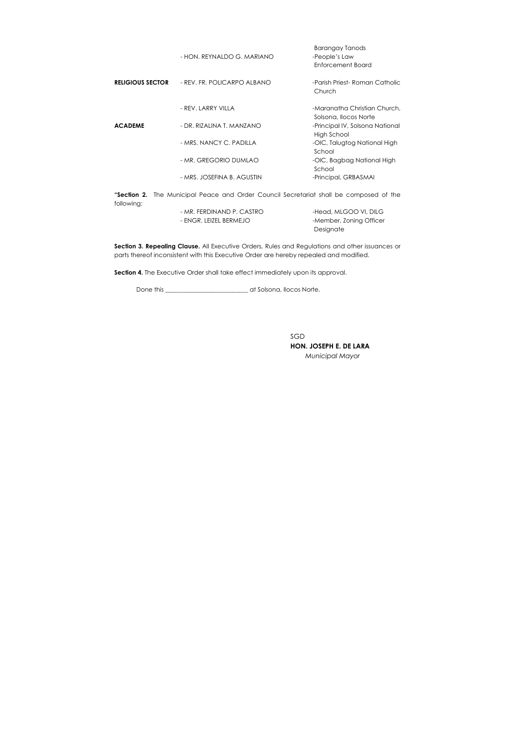| | | |
|---|---|---|
| | - HON. REYNALDO G. MARIANO | Barangay Tanods<br>-People's Law Enforcement Board |
| **RELIGIOUS SECTOR** | - REV. FR. POLICARPO ALBANO | -Parish Priest- Roman Catholic Church |
| | - REV. LARRY VILLA | -Maranatha Christian Church, Solsona, Ilocos Norte |
| **ACADEME** | - DR. RIZALINA T. MANZANO | -Principal IV, Solsona National High School |
| | - MRS. NANCY C. PADILLA | -OIC, Talugtog National High School |
| | - MR. GREGORIO DUMLAO | -OIC, Bagbag National High School |
| | - MRS. JOSEFINA B. AGUSTIN | -Principal, GRBASMAI |

**"Section 2.** The Municipal Peace and Order Council Secretariat shall be composed of the following:

| | |
|---|---|
| - MR. FERDINAND P. CASTRO | -Head, MLGOO VI, DILG |
| - ENGR. LEIZEL BERMEJO | -Member, Zoning Officer Designate |

**Section 3. Repealing Clause.** All Executive Orders, Rules and Regulations and other issuances or parts thereof inconsistent with this Executive Order are hereby repealed and modified.

**Section 4.** The Executive Order shall take effect immediately upon its approval.

Done this ___________________________ at Solsona, Ilocos Norte.

SGD
**HON. JOSEPH E. DE LARA**
*Municipal Mayor*